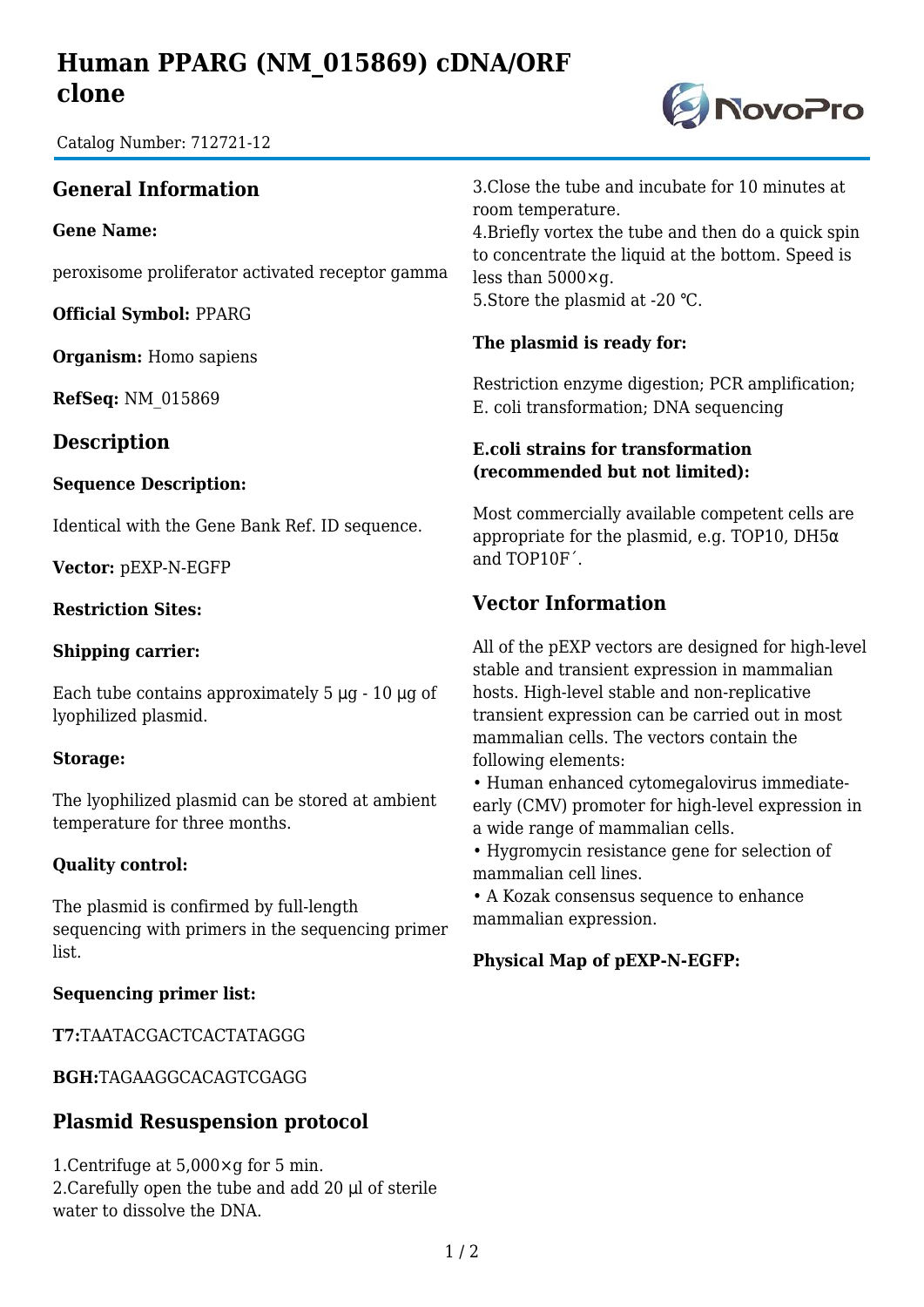# Human PPARG (NM_015869) cDNA/ORF clone

Catalog Number: 712721-12

## General Information

**Gene Name:**

peroxisome proliferator activated receptor gamma

**Official Symbol:** PPARG

**Organism:** Homo sapiens

**RefSeq:** NM_015869

## Description

**Sequence Description:**

Identical with the Gene Bank Ref. ID sequence.

**Vector:** pEXP-N-EGFP

**Restriction Sites:**

**Shipping carrier:**

Each tube contains approximately 5 μg - 10 μg of lyophilized plasmid.

**Storage:**

The lyophilized plasmid can be stored at ambient temperature for three months.

**Quality control:**

The plasmid is confirmed by full-length sequencing with primers in the sequencing primer list.

**Sequencing primer list:**

**T7:**TAATACGACTCACTATAGGG

**BGH:**TAGAAGGCACAGTCGAGG

## Plasmid Resuspension protocol

1.Centrifuge at 5,000×g for 5 min.
2.Carefully open the tube and add 20 μl of sterile water to dissolve the DNA.
3.Close the tube and incubate for 10 minutes at room temperature.
4.Briefly vortex the tube and then do a quick spin to concentrate the liquid at the bottom. Speed is less than 5000×g.
5.Store the plasmid at -20 ℃.

**The plasmid is ready for:**

Restriction enzyme digestion; PCR amplification; E. coli transformation; DNA sequencing

**E.coli strains for transformation (recommended but not limited):**

Most commercially available competent cells are appropriate for the plasmid, e.g. TOP10, DH5α and TOP10F´.

## Vector Information

All of the pEXP vectors are designed for high-level stable and transient expression in mammalian hosts. High-level stable and non-replicative transient expression can be carried out in most mammalian cells. The vectors contain the following elements:

- Human enhanced cytomegalovirus immediate-early (CMV) promoter for high-level expression in a wide range of mammalian cells.
- Hygromycin resistance gene for selection of mammalian cell lines.
- A Kozak consensus sequence to enhance mammalian expression.

**Physical Map of pEXP-N-EGFP:**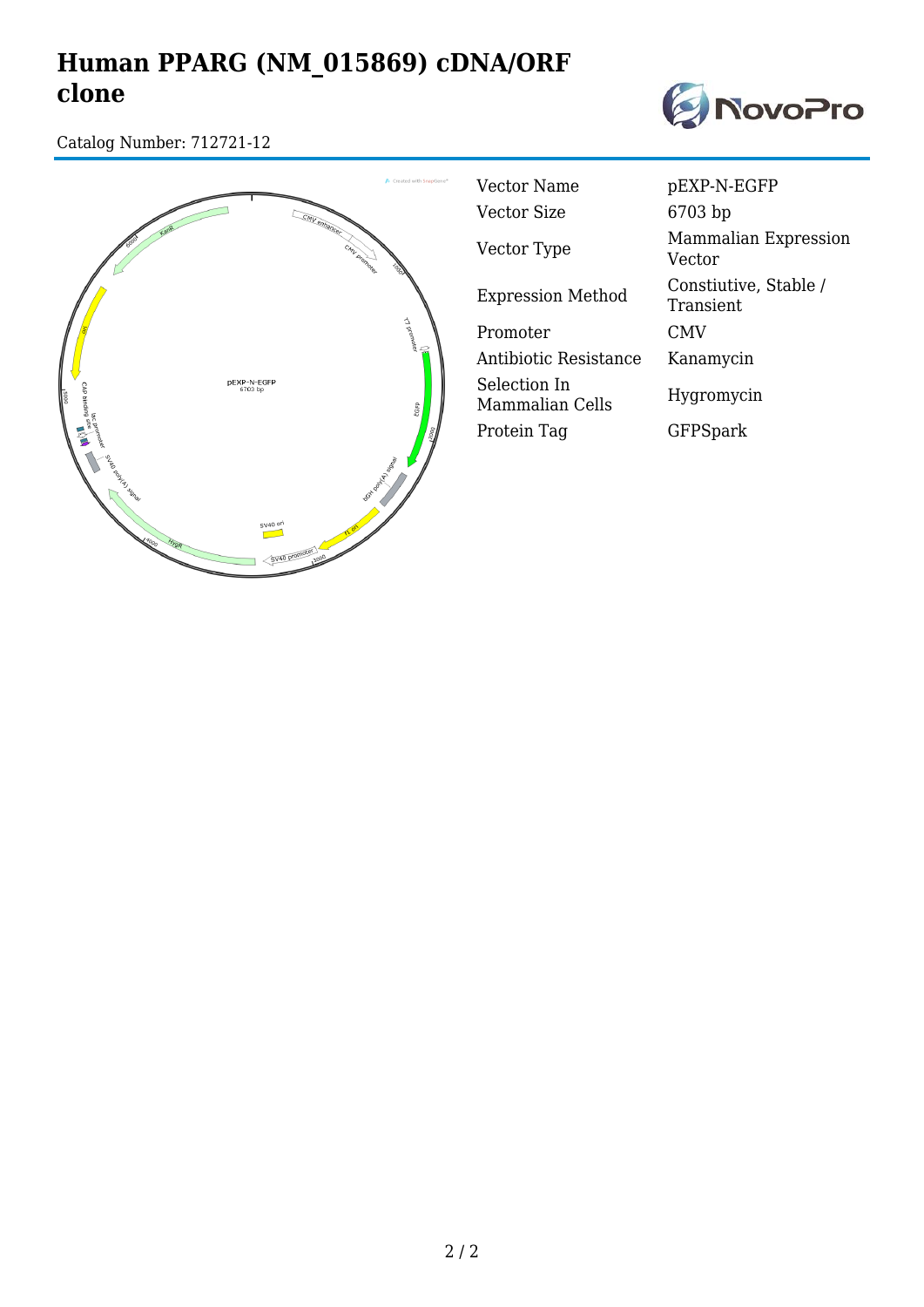# Human PPARG (NM_015869) cDNA/ORF clone

Catalog Number: 712721-12

Created with SnapGene®

pEXP-N-EGFP
6703 bp

CMV enhancer
CMV promoter
1000
T7 promoter
EGFP
2000
bGH poly(A) signal
f1 ori
SV40 ori
SV40 promoter
3000
HygR
4000
SV40 poly(A) signal
lac promoter
CAP binding site
5000
ori
6000
KanR

| | |
|---|---|
| Vector Name | pEXP-N-EGFP |
| Vector Size | 6703 bp |
| Vector Type | Mammalian Expression Vector |
| Expression Method | Constiutive, Stable / Transient |
| Promoter | CMV |
| Antibiotic Resistance | Kanamycin |
| Selection In Mammalian Cells | Hygromycin |
| Protein Tag | GFPSpark |